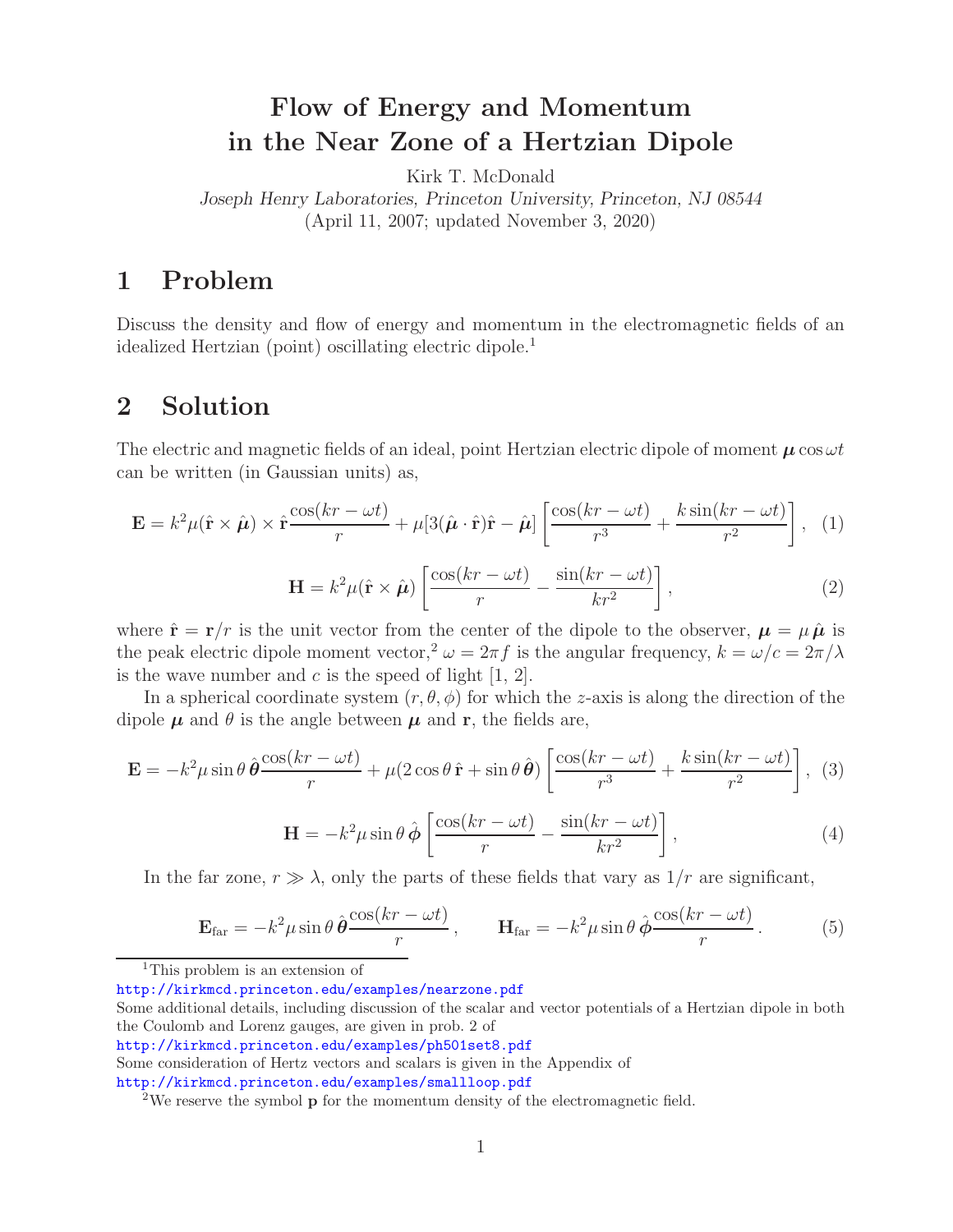# Flow of Energy and Momentum in the Near Zone of a Hertzian Dipole

Kirk T. McDonald

*Joseph Henry Laboratories, Princeton University, Princeton, NJ 08544*

(April 11, 2007; updated November 3, 2020)

## 1 Problem

Discuss the density and flow of energy and momentum in the electromagnetic fields of an idealized Hertzian (point) oscillating electric dipole.[1]

## 2 Solution

The electric and magnetic fields of an ideal, point Hertzian electric dipole of moment $\boldsymbol{\mu}\cos\omega t$ can be written (in Gaussian units) as,

$$\mathbf{E} = k^2\mu(\hat{\mathbf{r}}\times\hat{\boldsymbol{\mu}})\times\hat{\mathbf{r}}\frac{\cos(kr-\omega t)}{r} + \mu[3(\hat{\boldsymbol{\mu}}\cdot\hat{\mathbf{r}})\hat{\mathbf{r}} - \hat{\boldsymbol{\mu}}]\left[\frac{\cos(kr-\omega t)}{r^3} + \frac{k\sin(kr-\omega t)}{r^2}\right], \quad (1)$$

$$\mathbf{H} = k^2\mu(\hat{\mathbf{r}}\times\hat{\boldsymbol{\mu}})\left[\frac{\cos(kr-\omega t)}{r} - \frac{\sin(kr-\omega t)}{kr^2}\right], \quad (2)$$

where $\hat{\mathbf{r}} = \mathbf{r}/r$ is the unit vector from the center of the dipole to the observer, $\boldsymbol{\mu} = \mu\,\hat{\boldsymbol{\mu}}$ is the peak electric dipole moment vector,[2] $\omega = 2\pi f$ is the angular frequency, $k = \omega/c = 2\pi/\lambda$ is the wave number and $c$ is the speed of light [1, 2].

In a spherical coordinate system $(r, \theta, \phi)$ for which the $z$-axis is along the direction of the dipole $\boldsymbol{\mu}$ and $\theta$ is the angle between $\boldsymbol{\mu}$ and $\mathbf{r}$, the fields are,

$$\mathbf{E} = -k^2\mu\sin\theta\,\hat{\boldsymbol{\theta}}\frac{\cos(kr-\omega t)}{r} + \mu(2\cos\theta\,\hat{\mathbf{r}} + \sin\theta\,\hat{\boldsymbol{\theta}})\left[\frac{\cos(kr-\omega t)}{r^3} + \frac{k\sin(kr-\omega t)}{r^2}\right], \quad (3)$$

$$\mathbf{H} = -k^2\mu\sin\theta\,\hat{\boldsymbol{\phi}}\left[\frac{\cos(kr-\omega t)}{r} - \frac{\sin(kr-\omega t)}{kr^2}\right], \quad (4)$$

In the far zone, $r \gg \lambda$, only the parts of these fields that vary as $1/r$ are significant,

$$\mathbf{E}_{\rm far} = -k^2\mu\sin\theta\,\hat{\boldsymbol{\theta}}\frac{\cos(kr-\omega t)}{r}, \qquad \mathbf{H}_{\rm far} = -k^2\mu\sin\theta\,\hat{\boldsymbol{\phi}}\frac{\cos(kr-\omega t)}{r}. \quad (5)$$

---

[1] This problem is an extension of
http://kirkmcd.princeton.edu/examples/nearzone.pdf
Some additional details, including discussion of the scalar and vector potentials of a Hertzian dipole in both the Coulomb and Lorenz gauges, are given in prob. 2 of
http://kirkmcd.princeton.edu/examples/ph501set8.pdf
Some consideration of Hertz vectors and scalars is given in the Appendix of
http://kirkmcd.princeton.edu/examples/smallloop.pdf

[2] We reserve the symbol $\mathbf{p}$ for the momentum density of the electromagnetic field.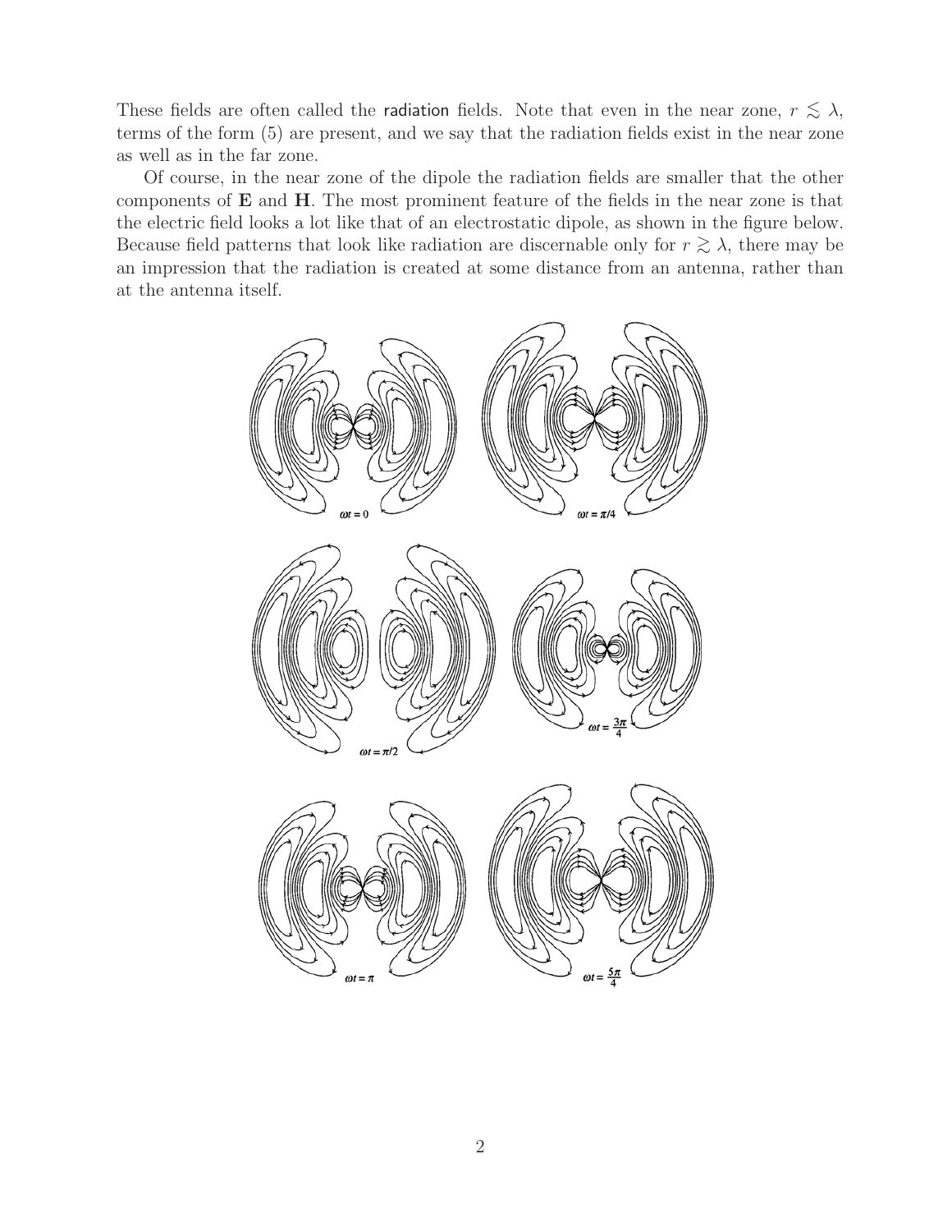These fields are often called the radiation fields. Note that even in the near zone, $r \lesssim \lambda$, terms of the form (5) are present, and we say that the radiation fields exist in the near zone as well as in the far zone.

Of course, in the near zone of the dipole the radiation fields are smaller that the other components of **E** and **H**. The most prominent feature of the fields in the near zone is that the electric field looks a lot like that of an electrostatic dipole, as shown in the figure below. Because field patterns that look like radiation are discernable only for $r \gtrsim \lambda$, there may be an impression that the radiation is created at some distance from an antenna, rather than at the antenna itself.

$\omega t = 0$ $\omega t = \pi/4$

$\omega t = \pi/2$ $\omega t = \frac{3\pi}{4}$

$\omega t = \pi$ $\omega t = \frac{5\pi}{4}$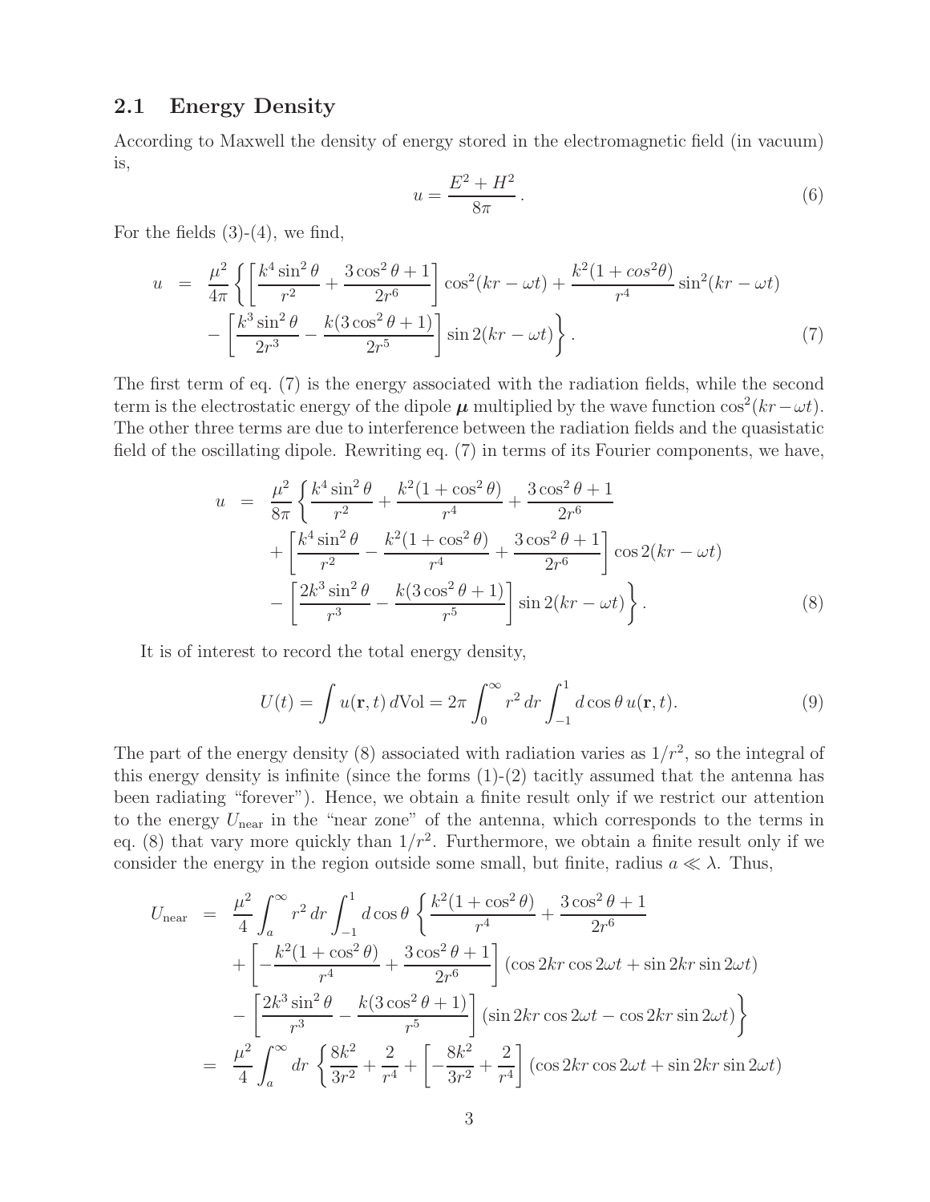## 2.1 Energy Density

According to Maxwell the density of energy stored in the electromagnetic field (in vacuum) is,

$$u = \frac{E^2 + H^2}{8\pi}. \tag{6}$$

For the fields (3)-(4), we find,

$$\begin{aligned} u &= \frac{\mu^2}{4\pi}\left\{\left[\frac{k^4 \sin^2\theta}{r^2} + \frac{3\cos^2\theta + 1}{2r^6}\right]\cos^2(kr - \omega t) + \frac{k^2(1 + cos^2\theta)}{r^4}\sin^2(kr - \omega t)\right. \\ &\quad \left. - \left[\frac{k^3 \sin^2\theta}{2r^3} - \frac{k(3\cos^2\theta + 1)}{2r^5}\right]\sin 2(kr - \omega t)\right\}. \end{aligned} \tag{7}$$

The first term of eq. (7) is the energy associated with the radiation fields, while the second term is the electrostatic energy of the dipole $\boldsymbol{\mu}$ multiplied by the wave function $\cos^2(kr - \omega t)$. The other three terms are due to interference between the radiation fields and the quasistatic field of the oscillating dipole. Rewriting eq. (7) in terms of its Fourier components, we have,

$$\begin{aligned} u &= \frac{\mu^2}{8\pi}\left\{\frac{k^4 \sin^2\theta}{r^2} + \frac{k^2(1 + \cos^2\theta)}{r^4} + \frac{3\cos^2\theta + 1}{2r^6}\right. \\ &\quad + \left[\frac{k^4 \sin^2\theta}{r^2} - \frac{k^2(1 + \cos^2\theta)}{r^4} + \frac{3\cos^2\theta + 1}{2r^6}\right]\cos 2(kr - \omega t) \\ &\quad \left. - \left[\frac{2k^3 \sin^2\theta}{r^3} - \frac{k(3\cos^2\theta + 1)}{r^5}\right]\sin 2(kr - \omega t)\right\}. \end{aligned} \tag{8}$$

It is of interest to record the total energy density,

$$U(t) = \int u(\mathbf{r}, t)\, d\text{Vol} = 2\pi \int_0^\infty r^2\, dr \int_{-1}^1 d\cos\theta\, u(\mathbf{r}, t). \tag{9}$$

The part of the energy density (8) associated with radiation varies as $1/r^2$, so the integral of this energy density is infinite (since the forms (1)-(2) tacitly assumed that the antenna has been radiating "forever"). Hence, we obtain a finite result only if we restrict our attention to the energy $U_{\text{near}}$ in the "near zone" of the antenna, which corresponds to the terms in eq. (8) that vary more quickly than $1/r^2$. Furthermore, we obtain a finite result only if we consider the energy in the region outside some small, but finite, radius $a \ll \lambda$. Thus,

$$\begin{aligned} U_{\text{near}} &= \frac{\mu^2}{4}\int_a^\infty r^2\, dr \int_{-1}^1 d\cos\theta \left\{\frac{k^2(1 + \cos^2\theta)}{r^4} + \frac{3\cos^2\theta + 1}{2r^6}\right. \\ &\quad + \left[-\frac{k^2(1 + \cos^2\theta)}{r^4} + \frac{3\cos^2\theta + 1}{2r^6}\right](\cos 2kr \cos 2\omega t + \sin 2kr \sin 2\omega t) \\ &\quad \left. - \left[\frac{2k^3 \sin^2\theta}{r^3} - \frac{k(3\cos^2\theta + 1)}{r^5}\right](\sin 2kr \cos 2\omega t - \cos 2kr \sin 2\omega t)\right\} \\ &= \frac{\mu^2}{4}\int_a^\infty dr \left\{\frac{8k^2}{3r^2} + \frac{2}{r^4} + \left[-\frac{8k^2}{3r^2} + \frac{2}{r^4}\right](\cos 2kr \cos 2\omega t + \sin 2kr \sin 2\omega t)\right. \end{aligned}$$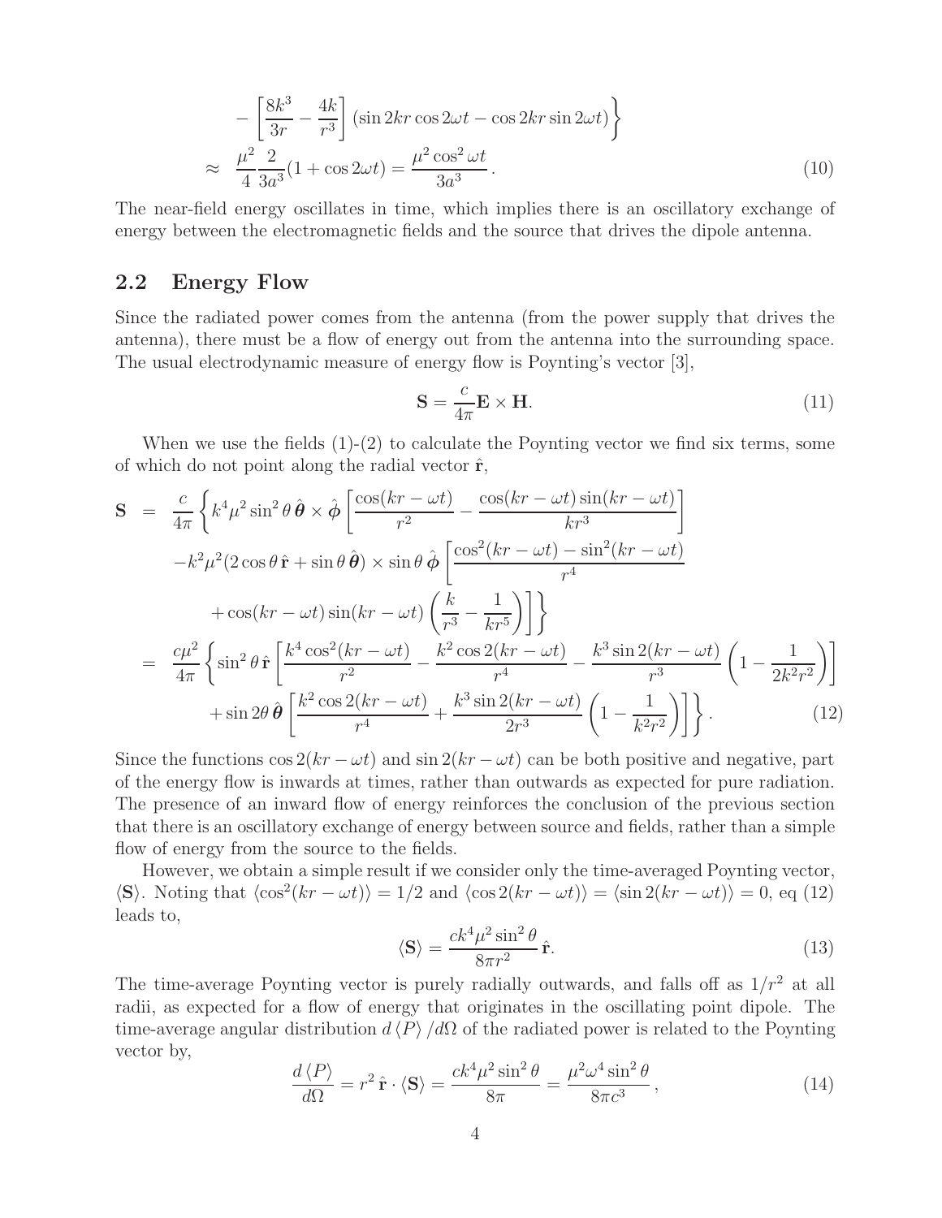$$
\begin{aligned}
& \qquad - \left[ \frac{8k^3}{3r} - \frac{4k}{r^3} \right] (\sin 2kr \cos 2\omega t - \cos 2kr \sin 2\omega t) \Bigg\} \\
&\approx \frac{\mu^2}{4} \frac{2}{3a^3}(1 + \cos 2\omega t) = \frac{\mu^2 \cos^2 \omega t}{3a^3}. \qquad (10)
\end{aligned}
$$

The near-field energy oscillates in time, which implies there is an oscillatory exchange of energy between the electromagnetic fields and the source that drives the dipole antenna.

## 2.2 Energy Flow

Since the radiated power comes from the antenna (from the power supply that drives the antenna), there must be a flow of energy out from the antenna into the surrounding space. The usual electrodynamic measure of energy flow is Poynting's vector [3],

$$
\mathbf{S} = \frac{c}{4\pi} \mathbf{E} \times \mathbf{H}. \qquad (11)
$$

When we use the fields (1)-(2) to calculate the Poynting vector we find six terms, some of which do not point along the radial vector $\hat{\mathbf{r}}$,

$$
\begin{aligned}
\mathbf{S} &= \frac{c}{4\pi} \Bigg\{ k^4 \mu^2 \sin^2\theta \, \hat{\boldsymbol{\theta}} \times \hat{\boldsymbol{\phi}} \left[ \frac{\cos(kr - \omega t)}{r^2} - \frac{\cos(kr - \omega t)\sin(kr - \omega t)}{kr^3} \right] \\
&\quad - k^2 \mu^2 (2\cos\theta \, \hat{\mathbf{r}} + \sin\theta \, \hat{\boldsymbol{\theta}}) \times \sin\theta \, \hat{\boldsymbol{\phi}} \Bigg[ \frac{\cos^2(kr - \omega t) - \sin^2(kr - \omega t)}{r^4} \\
&\qquad + \cos(kr - \omega t)\sin(kr - \omega t) \left( \frac{k}{r^3} - \frac{1}{kr^5} \right) \Bigg] \Bigg\} \\
&= \frac{c\mu^2}{4\pi} \Bigg\{ \sin^2\theta \, \hat{\mathbf{r}} \left[ \frac{k^4 \cos^2(kr - \omega t)}{r^2} - \frac{k^2 \cos 2(kr - \omega t)}{r^4} - \frac{k^3 \sin 2(kr - \omega t)}{r^3} \left( 1 - \frac{1}{2k^2 r^2} \right) \right] \\
&\quad + \sin 2\theta \, \hat{\boldsymbol{\theta}} \left[ \frac{k^2 \cos 2(kr - \omega t)}{r^4} + \frac{k^3 \sin 2(kr - \omega t)}{2r^3} \left( 1 - \frac{1}{k^2 r^2} \right) \right] \Bigg\}. \qquad (12)
\end{aligned}
$$

Since the functions $\cos 2(kr - \omega t)$ and $\sin 2(kr - \omega t)$ can be both positive and negative, part of the energy flow is inwards at times, rather than outwards as expected for pure radiation. The presence of an inward flow of energy reinforces the conclusion of the previous section that there is an oscillatory exchange of energy between source and fields, rather than a simple flow of energy from the source to the fields.

However, we obtain a simple result if we consider only the time-averaged Poynting vector, $\langle \mathbf{S} \rangle$. Noting that $\langle \cos^2(kr - \omega t) \rangle = 1/2$ and $\langle \cos 2(kr - \omega t) \rangle = \langle \sin 2(kr - \omega t) \rangle = 0$, eq (12) leads to,

$$
\langle \mathbf{S} \rangle = \frac{ck^4 \mu^2 \sin^2\theta}{8\pi r^2} \, \hat{\mathbf{r}}. \qquad (13)
$$

The time-average Poynting vector is purely radially outwards, and falls off as $1/r^2$ at all radii, as expected for a flow of energy that originates in the oscillating point dipole. The time-average angular distribution $d\langle P \rangle / d\Omega$ of the radiated power is related to the Poynting vector by,

$$
\frac{d\langle P \rangle}{d\Omega} = r^2 \, \hat{\mathbf{r}} \cdot \langle \mathbf{S} \rangle = \frac{ck^4 \mu^2 \sin^2\theta}{8\pi} = \frac{\mu^2 \omega^4 \sin^2\theta}{8\pi c^3}, \qquad (14)
$$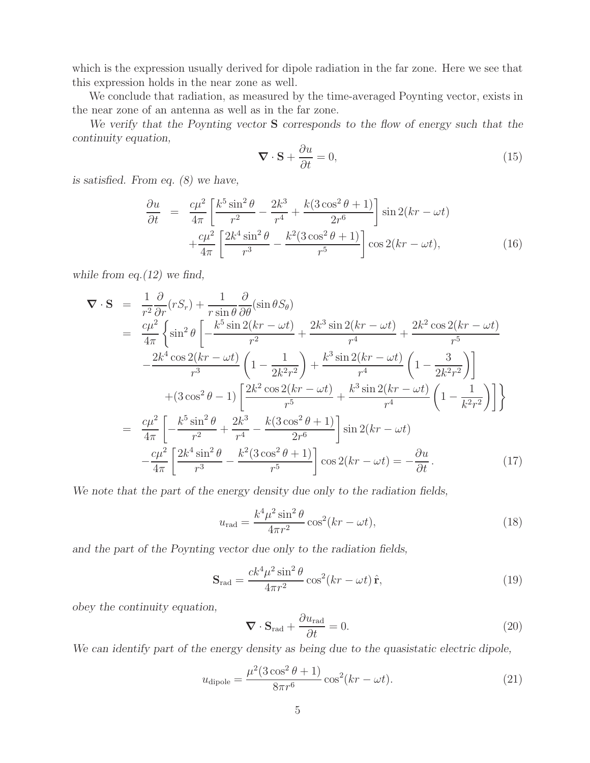which is the expression usually derived for dipole radiation in the far zone. Here we see that this expression holds in the near zone as well.

We conclude that radiation, as measured by the time-averaged Poynting vector, exists in the near zone of an antenna as well as in the far zone.

*We verify that the Poynting vector* $\mathbf{S}$ *corresponds to the flow of energy such that the continuity equation,*

$$\boldsymbol{\nabla}\cdot\mathbf{S}+\frac{\partial u}{\partial t}=0, \tag{15}$$

*is satisfied. From eq. (8) we have,*

$$\begin{aligned}
\frac{\partial u}{\partial t} &= \frac{c\mu^2}{4\pi}\left[\frac{k^5\sin^2\theta}{r^2}-\frac{2k^3}{r^4}+\frac{k(3\cos^2\theta+1)}{2r^6}\right]\sin 2(kr-\omega t) \\
&\quad +\frac{c\mu^2}{4\pi}\left[\frac{2k^4\sin^2\theta}{r^3}-\frac{k^2(3\cos^2\theta+1)}{r^5}\right]\cos 2(kr-\omega t),
\end{aligned} \tag{16}$$

*while from eq.(12) we find,*

$$\begin{aligned}
\boldsymbol{\nabla}\cdot\mathbf{S} &= \frac{1}{r^2}\frac{\partial}{\partial r}(rS_r)+\frac{1}{r\sin\theta}\frac{\partial}{\partial\theta}(\sin\theta S_\theta) \\
&= \frac{c\mu^2}{4\pi}\left\{\sin^2\theta\left[-\frac{k^5\sin 2(kr-\omega t)}{r^2}+\frac{2k^3\sin 2(kr-\omega t)}{r^4}+\frac{2k^2\cos 2(kr-\omega t)}{r^5}\right.\right. \\
&\quad \left.-\frac{2k^4\cos 2(kr-\omega t)}{r^3}\left(1-\frac{1}{2k^2r^2}\right)+\frac{k^3\sin 2(kr-\omega t)}{r^4}\left(1-\frac{3}{2k^2r^2}\right)\right] \\
&\quad \left.+(3\cos^2\theta-1)\left[\frac{2k^2\cos 2(kr-\omega t)}{r^5}+\frac{k^3\sin 2(kr-\omega t)}{r^4}\left(1-\frac{1}{k^2r^2}\right)\right]\right\} \\
&= \frac{c\mu^2}{4\pi}\left[-\frac{k^5\sin^2\theta}{r^2}+\frac{2k^3}{r^4}-\frac{k(3\cos^2\theta+1)}{2r^6}\right]\sin 2(kr-\omega t) \\
&\quad -\frac{c\mu^2}{4\pi}\left[\frac{2k^4\sin^2\theta}{r^3}-\frac{k^2(3\cos^2\theta+1)}{r^5}\right]\cos 2(kr-\omega t)=-\frac{\partial u}{\partial t}\,.
\end{aligned} \tag{17}$$

*We note that the part of the energy density due only to the radiation fields,*

$$u_{\rm rad}=\frac{k^4\mu^2\sin^2\theta}{4\pi r^2}\cos^2(kr-\omega t), \tag{18}$$

*and the part of the Poynting vector due only to the radiation fields,*

$$\mathbf{S}_{\rm rad}=\frac{ck^4\mu^2\sin^2\theta}{4\pi r^2}\cos^2(kr-\omega t)\,\hat{\mathbf{r}}, \tag{19}$$

*obey the continuity equation,*

$$\boldsymbol{\nabla}\cdot\mathbf{S}_{\rm rad}+\frac{\partial u_{\rm rad}}{\partial t}=0. \tag{20}$$

*We can identify part of the energy density as being due to the quasistatic electric dipole,*

$$u_{\rm dipole}=\frac{\mu^2(3\cos^2\theta+1)}{8\pi r^6}\cos^2(kr-\omega t). \tag{21}$$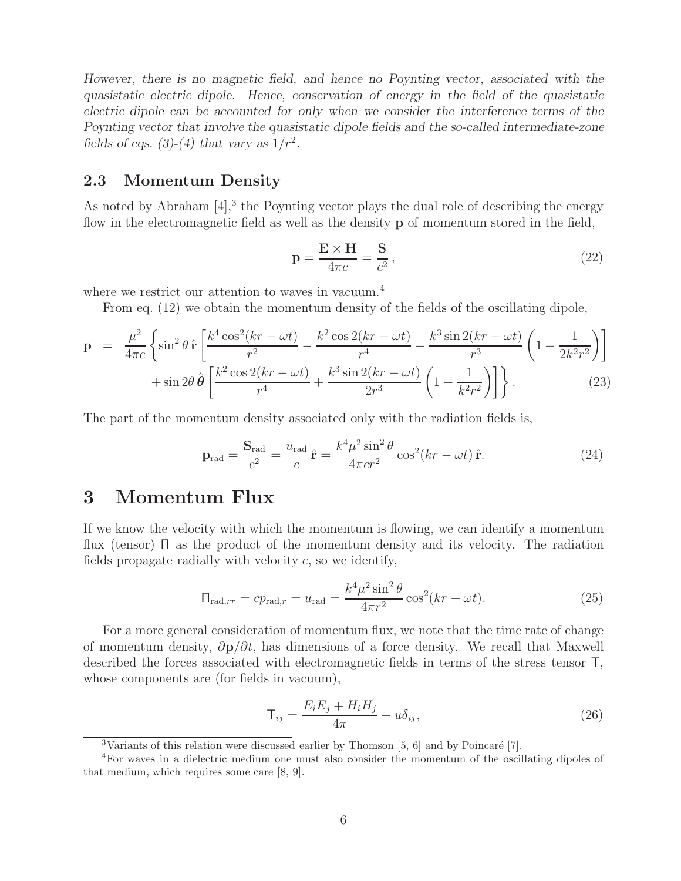*However, there is no magnetic field, and hence no Poynting vector, associated with the quasistatic electric dipole. Hence, conservation of energy in the field of the quasistatic electric dipole can be accounted for only when we consider the interference terms of the Poynting vector that involve the quasistatic dipole fields and the so-called intermediate-zone fields of eqs. (3)-(4) that vary as $1/r^2$.*

### 2.3 Momentum Density

As noted by Abraham [4],[3] the Poynting vector plays the dual role of describing the energy flow in the electromagnetic field as well as the density $\mathbf{p}$ of momentum stored in the field,

$$\mathbf{p} = \frac{\mathbf{E} \times \mathbf{H}}{4\pi c} = \frac{\mathbf{S}}{c^2}, \tag{22}$$

where we restrict our attention to waves in vacuum.[4]

From eq. (12) we obtain the momentum density of the fields of the oscillating dipole,

$$\begin{aligned}
\mathbf{p} &= \frac{\mu^2}{4\pi c} \left\{ \sin^2\theta \, \hat{\mathbf{r}} \left[ \frac{k^4 \cos^2(kr - \omega t)}{r^2} - \frac{k^2 \cos 2(kr - \omega t)}{r^4} - \frac{k^3 \sin 2(kr - \omega t)}{r^3} \left( 1 - \frac{1}{2k^2 r^2} \right) \right] \right. \\
&\quad \left. + \sin 2\theta \, \hat{\boldsymbol{\theta}} \left[ \frac{k^2 \cos 2(kr - \omega t)}{r^4} + \frac{k^3 \sin 2(kr - \omega t)}{2r^3} \left( 1 - \frac{1}{k^2 r^2} \right) \right] \right\}.
\end{aligned} \tag{23}$$

The part of the momentum density associated only with the radiation fields is,

$$\mathbf{p}_{\rm rad} = \frac{\mathbf{S}_{\rm rad}}{c^2} = \frac{u_{\rm rad}}{c} \, \hat{\mathbf{r}} = \frac{k^4 \mu^2 \sin^2\theta}{4\pi c r^2} \cos^2(kr - \omega t) \, \hat{\mathbf{r}}. \tag{24}$$

## 3 Momentum Flux

If we know the velocity with which the momentum is flowing, we can identify a momentum flux (tensor) $\Pi$ as the product of the momentum density and its velocity. The radiation fields propagate radially with velocity $c$, so we identify,

$$\Pi_{{\rm rad},rr} = c p_{{\rm rad},r} = u_{\rm rad} = \frac{k^4 \mu^2 \sin^2\theta}{4\pi r^2} \cos^2(kr - \omega t). \tag{25}$$

For a more general consideration of momentum flux, we note that the time rate of change of momentum density, $\partial \mathbf{p}/\partial t$, has dimensions of a force density. We recall that Maxwell described the forces associated with electromagnetic fields in terms of the stress tensor $\mathsf{T}$, whose components are (for fields in vacuum),

$$\mathsf{T}_{ij} = \frac{E_i E_j + H_i H_j}{4\pi} - u\delta_{ij}, \tag{26}$$

---

[3] Variants of this relation were discussed earlier by Thomson [5, 6] and by Poincaré [7].

[4] For waves in a dielectric medium one must also consider the momentum of the oscillating dipoles of that medium, which requires some care [8, 9].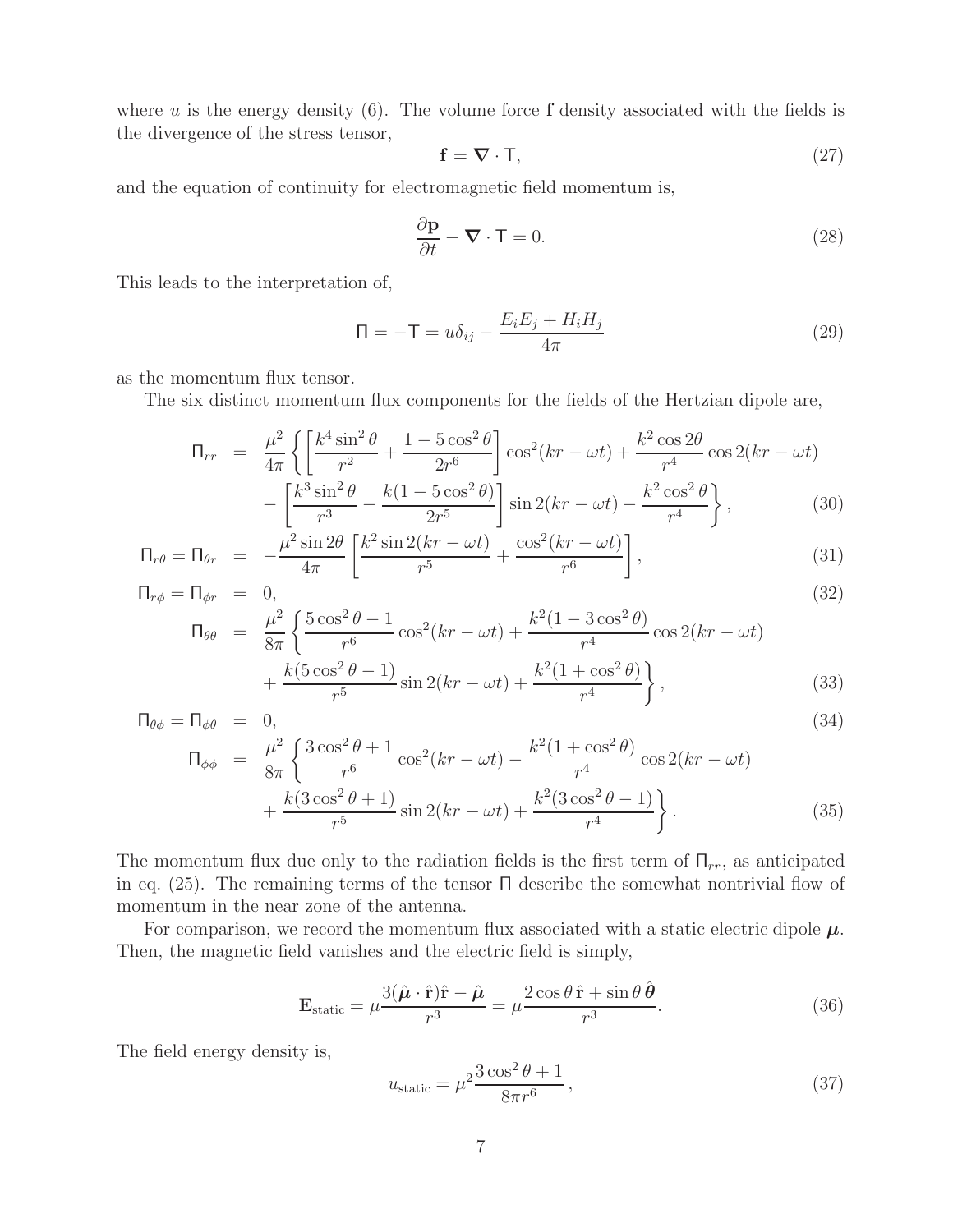where $u$ is the energy density (6). The volume force $\mathbf{f}$ density associated with the fields is the divergence of the stress tensor,

$$\mathbf{f} = \boldsymbol{\nabla} \cdot \mathsf{T}, \tag{27}$$

and the equation of continuity for electromagnetic field momentum is,

$$\frac{\partial \mathbf{p}}{\partial t} - \boldsymbol{\nabla} \cdot \mathsf{T} = 0. \tag{28}$$

This leads to the interpretation of,

$$\Pi = -\mathsf{T} = u\delta_{ij} - \frac{E_i E_j + H_i H_j}{4\pi} \tag{29}$$

as the momentum flux tensor.

The six distinct momentum flux components for the fields of the Hertzian dipole are,

$$\begin{aligned}
\Pi_{rr} &= \frac{\mu^2}{4\pi}\left\{\left[\frac{k^4 \sin^2\theta}{r^2} + \frac{1 - 5\cos^2\theta}{2r^6}\right]\cos^2(kr - \omega t) + \frac{k^2 \cos 2\theta}{r^4}\cos 2(kr - \omega t)\right. \\
&\quad \left. - \left[\frac{k^3 \sin^2\theta}{r^3} - \frac{k(1 - 5\cos^2\theta)}{2r^5}\right]\sin 2(kr - \omega t) - \frac{k^2 \cos^2\theta}{r^4}\right\}, && (30)
\end{aligned}$$

$$\Pi_{r\theta} = \Pi_{\theta r} = -\frac{\mu^2 \sin 2\theta}{4\pi}\left[\frac{k^2 \sin 2(kr - \omega t)}{r^5} + \frac{\cos^2(kr - \omega t)}{r^6}\right], \tag{31}$$

$$\Pi_{r\phi} = \Pi_{\phi r} = 0, \tag{32}$$

$$\begin{aligned}
\Pi_{\theta\theta} &= \frac{\mu^2}{8\pi}\left\{\frac{5\cos^2\theta - 1}{r^6}\cos^2(kr - \omega t) + \frac{k^2(1 - 3\cos^2\theta)}{r^4}\cos 2(kr - \omega t)\right. \\
&\quad \left. + \frac{k(5\cos^2\theta - 1)}{r^5}\sin 2(kr - \omega t) + \frac{k^2(1 + \cos^2\theta)}{r^4}\right\}, && (33)
\end{aligned}$$

$$\Pi_{\theta\phi} = \Pi_{\phi\theta} = 0, \tag{34}$$

$$\begin{aligned}
\Pi_{\phi\phi} &= \frac{\mu^2}{8\pi}\left\{\frac{3\cos^2\theta + 1}{r^6}\cos^2(kr - \omega t) - \frac{k^2(1 + \cos^2\theta)}{r^4}\cos 2(kr - \omega t)\right. \\
&\quad \left. + \frac{k(3\cos^2\theta + 1)}{r^5}\sin 2(kr - \omega t) + \frac{k^2(3\cos^2\theta - 1)}{r^4}\right\}. && (35)
\end{aligned}$$

The momentum flux due only to the radiation fields is the first term of $\Pi_{rr}$, as anticipated in eq. (25). The remaining terms of the tensor $\Pi$ describe the somewhat nontrivial flow of momentum in the near zone of the antenna.

For comparison, we record the momentum flux associated with a static electric dipole $\boldsymbol{\mu}$. Then, the magnetic field vanishes and the electric field is simply,

$$\mathbf{E}_{\text{static}} = \mu\frac{3(\hat{\boldsymbol{\mu}} \cdot \hat{\mathbf{r}})\hat{\mathbf{r}} - \hat{\boldsymbol{\mu}}}{r^3} = \mu\frac{2\cos\theta\,\hat{\mathbf{r}} + \sin\theta\,\hat{\boldsymbol{\theta}}}{r^3}. \tag{36}$$

The field energy density is,

$$u_{\text{static}} = \mu^2\frac{3\cos^2\theta + 1}{8\pi r^6}, \tag{37}$$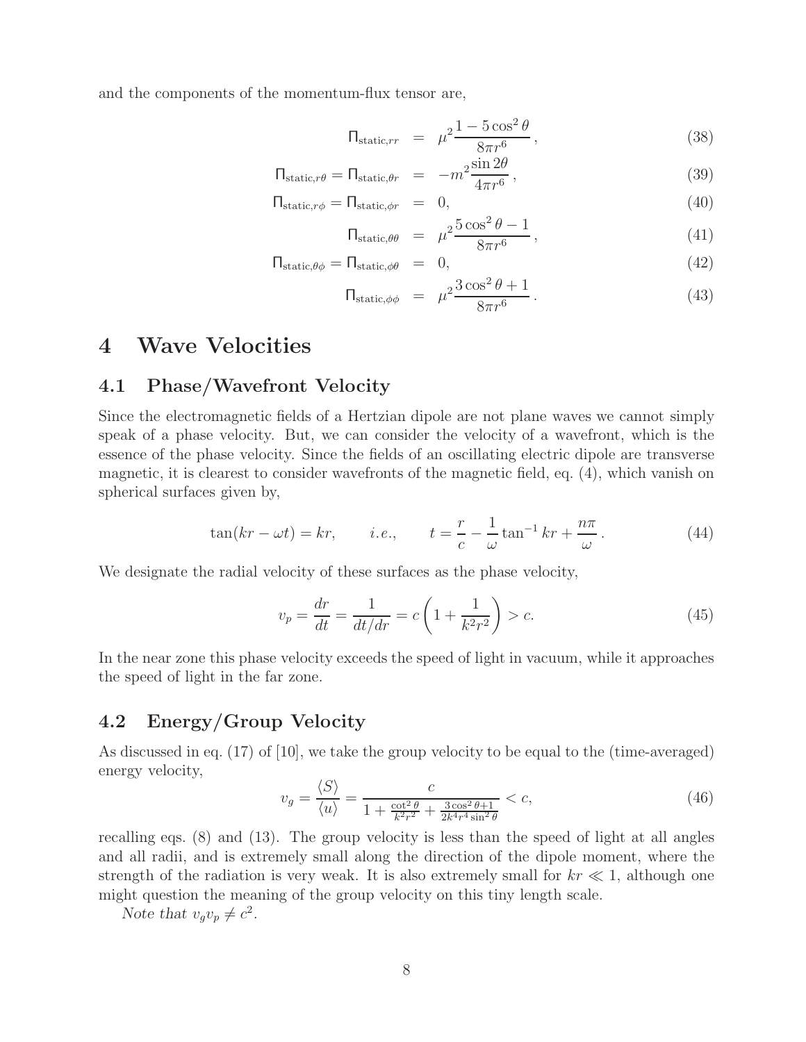and the components of the momentum-flux tensor are,

$$\mathsf{\Pi}_{\text{static},rr} = \mu^2 \frac{1 - 5\cos^2\theta}{8\pi r^6}\,, \tag{38}$$

$$\mathsf{\Pi}_{\text{static},r\theta} = \mathsf{\Pi}_{\text{static},\theta r} = -m^2 \frac{\sin 2\theta}{4\pi r^6}\,, \tag{39}$$

$$\mathsf{\Pi}_{\text{static},r\phi} = \mathsf{\Pi}_{\text{static},\phi r} = 0, \tag{40}$$

$$\mathsf{\Pi}_{\text{static},\theta\theta} = \mu^2 \frac{5\cos^2\theta - 1}{8\pi r^6}\,, \tag{41}$$

$$\mathsf{\Pi}_{\text{static},\theta\phi} = \mathsf{\Pi}_{\text{static},\phi\theta} = 0, \tag{42}$$

$$\mathsf{\Pi}_{\text{static},\phi\phi} = \mu^2 \frac{3\cos^2\theta + 1}{8\pi r^6}\,. \tag{43}$$

# 4 Wave Velocities

## 4.1 Phase/Wavefront Velocity

Since the electromagnetic fields of a Hertzian dipole are not plane waves we cannot simply speak of a phase velocity. But, we can consider the velocity of a wavefront, which is the essence of the phase velocity. Since the fields of an oscillating electric dipole are transverse magnetic, it is clearest to consider wavefronts of the magnetic field, eq. (4), which vanish on spherical surfaces given by,

$$\tan(kr - \omega t) = kr, \qquad i.e., \qquad t = \frac{r}{c} - \frac{1}{\omega}\tan^{-1} kr + \frac{n\pi}{\omega}\,. \tag{44}$$

We designate the radial velocity of these surfaces as the phase velocity,

$$v_p = \frac{dr}{dt} = \frac{1}{dt/dr} = c\left(1 + \frac{1}{k^2 r^2}\right) > c. \tag{45}$$

In the near zone this phase velocity exceeds the speed of light in vacuum, while it approaches the speed of light in the far zone.

## 4.2 Energy/Group Velocity

As discussed in eq. (17) of [10], we take the group velocity to be equal to the (time-averaged) energy velocity,

$$v_g = \frac{\langle S \rangle}{\langle u \rangle} = \frac{c}{1 + \frac{\cot^2\theta}{k^2 r^2} + \frac{3\cos^2\theta + 1}{2k^4 r^4 \sin^2\theta}} < c, \tag{46}$$

recalling eqs. (8) and (13). The group velocity is less than the speed of light at all angles and all radii, and is extremely small along the direction of the dipole moment, where the strength of the radiation is very weak. It is also extremely small for $kr \ll 1$, although one might question the meaning of the group velocity on this tiny length scale.

*Note that* $v_g v_p \neq c^2$.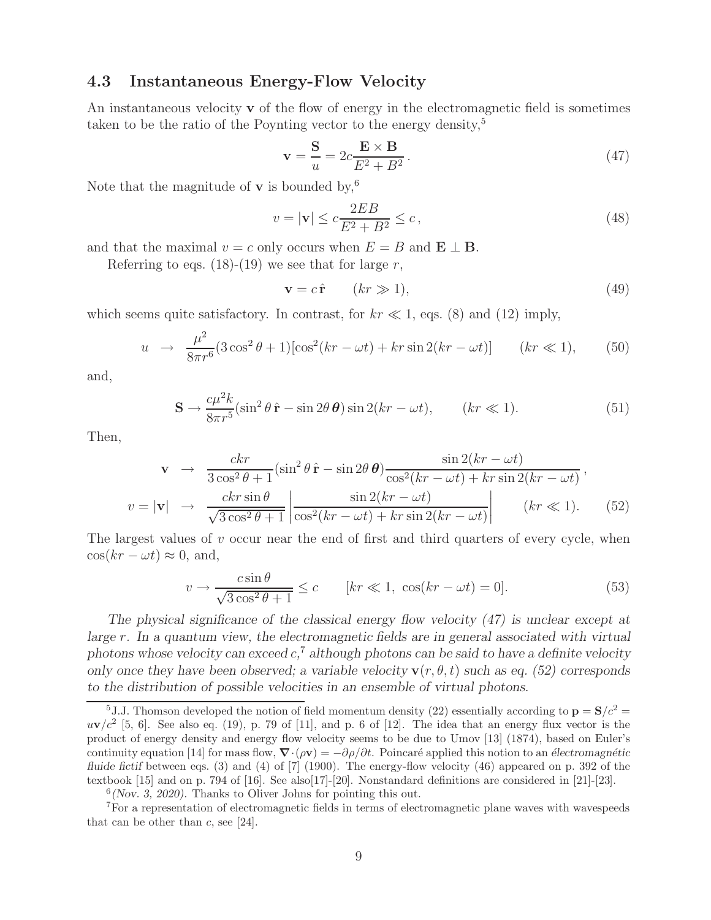### 4.3 Instantaneous Energy-Flow Velocity

An instantaneous velocity $\mathbf{v}$ of the flow of energy in the electromagnetic field is sometimes taken to be the ratio of the Poynting vector to the energy density,[5]

$$\mathbf{v} = \frac{\mathbf{S}}{u} = 2c\frac{\mathbf{E}\times\mathbf{B}}{E^2+B^2}. \tag{47}$$

Note that the magnitude of $\mathbf{v}$ is bounded by,[6]

$$v = |\mathbf{v}| \le c\frac{2EB}{E^2+B^2} \le c, \tag{48}$$

and that the maximal $v = c$ only occurs when $E = B$ and $\mathbf{E}\perp\mathbf{B}$.

Referring to eqs. (18)-(19) we see that for large $r$,

$$\mathbf{v} = c\,\hat{\mathbf{r}} \qquad (kr \gg 1), \tag{49}$$

which seems quite satisfactory. In contrast, for $kr \ll 1$, eqs. (8) and (12) imply,

$$u \;\to\; \frac{\mu^2}{8\pi r^6}(3\cos^2\theta+1)[\cos^2(kr-\omega t) + kr\sin 2(kr-\omega t)] \qquad (kr \ll 1), \tag{50}$$

and,

$$\mathbf{S} \to \frac{c\mu^2 k}{8\pi r^5}(\sin^2\theta\,\hat{\mathbf{r}} - \sin 2\theta\,\boldsymbol{\theta})\sin 2(kr-\omega t), \qquad (kr \ll 1). \tag{51}$$

Then,

$$\begin{aligned}
\mathbf{v} \;&\to\; \frac{ckr}{3\cos^2\theta+1}(\sin^2\theta\,\hat{\mathbf{r}} - \sin 2\theta\,\boldsymbol{\theta})\frac{\sin 2(kr-\omega t)}{\cos^2(kr-\omega t)+kr\sin 2(kr-\omega t)}, \\
v = |\mathbf{v}| \;&\to\; \frac{ckr\sin\theta}{\sqrt{3\cos^2\theta+1}}\left|\frac{\sin 2(kr-\omega t)}{\cos^2(kr-\omega t)+kr\sin 2(kr-\omega t)}\right| \qquad (kr \ll 1).
\end{aligned} \tag{52}$$

The largest values of $v$ occur near the end of first and third quarters of every cycle, when $\cos(kr-\omega t)\approx 0$, and,

$$v \to \frac{c\sin\theta}{\sqrt{3\cos^2\theta+1}} \le c \qquad [kr \ll 1,\ \cos(kr-\omega t) = 0]. \tag{53}$$

*The physical significance of the classical energy flow velocity (47) is unclear except at large $r$. In a quantum view, the electromagnetic fields are in general associated with virtual photons whose velocity can exceed $c$,[7] although photons can be said to have a definite velocity only once they have been observed; a variable velocity $\mathbf{v}(r,\theta,t)$ such as eq. (52) corresponds to the distribution of possible velocities in an ensemble of virtual photons.*

---

[5] J.J. Thomson developed the notion of field momentum density (22) essentially according to $\mathbf{p} = \mathbf{S}/c^2 = u\mathbf{v}/c^2$ [5, 6]. See also eq. (19), p. 79 of [11], and p. 6 of [12]. The idea that an energy flux vector is the product of energy density and energy flow velocity seems to be due to Umov [13] (1874), based on Euler's continuity equation [14] for mass flow, $\boldsymbol{\nabla}\cdot(\rho\mathbf{v}) = -\partial\rho/\partial t$. Poincaré applied this notion to an *électromagnétic fluide fictif* between eqs. (3) and (4) of [7] (1900). The energy-flow velocity (46) appeared on p. 392 of the textbook [15] and on p. 794 of [16]. See also[17]-[20]. Nonstandard definitions are considered in [21]-[23].

[6] *(Nov. 3, 2020).* Thanks to Oliver Johns for pointing this out.

[7] For a representation of electromagnetic fields in terms of electromagnetic plane waves with wavespeeds that can be other than $c$, see [24].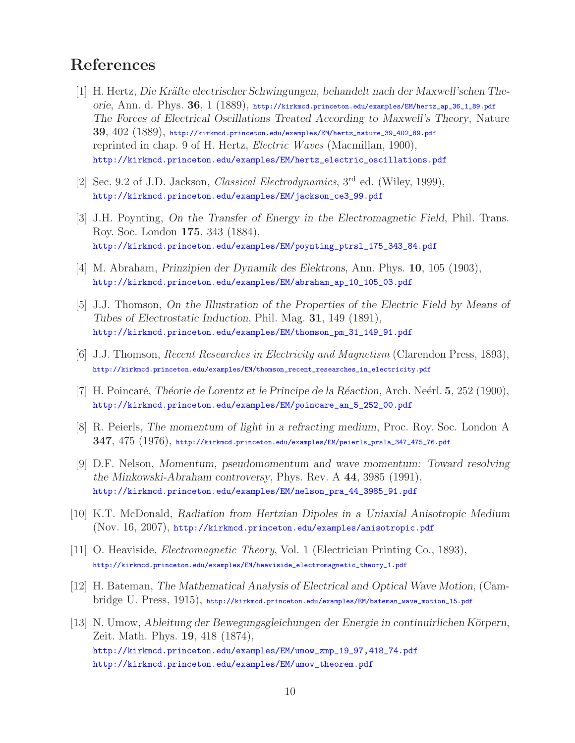## References

[1] H. Hertz, *Die Kräfte electrischer Schwingungen, behandelt nach der Maxwell'schen Theorie*, Ann. d. Phys. **36**, 1 (1889), http://kirkmcd.princeton.edu/examples/EM/hertz_ap_36_1_89.pdf
*The Forces of Electrical Oscillations Treated According to Maxwell's Theory*, Nature **39**, 402 (1889), http://kirkmcd.princeton.edu/examples/EM/hertz_nature_39_402_89.pdf
reprinted in chap. 9 of H. Hertz, *Electric Waves* (Macmillan, 1900), http://kirkmcd.princeton.edu/examples/EM/hertz_electric_oscillations.pdf

[2] Sec. 9.2 of J.D. Jackson, *Classical Electrodynamics*, 3rd ed. (Wiley, 1999), http://kirkmcd.princeton.edu/examples/EM/jackson_ce3_99.pdf

[3] J.H. Poynting, *On the Transfer of Energy in the Electromagnetic Field*, Phil. Trans. Roy. Soc. London **175**, 343 (1884), http://kirkmcd.princeton.edu/examples/EM/poynting_ptrsl_175_343_84.pdf

[4] M. Abraham, *Prinzipien der Dynamik des Elektrons*, Ann. Phys. **10**, 105 (1903), http://kirkmcd.princeton.edu/examples/EM/abraham_ap_10_105_03.pdf

[5] J.J. Thomson, *On the Illustration of the Properties of the Electric Field by Means of Tubes of Electrostatic Induction*, Phil. Mag. **31**, 149 (1891), http://kirkmcd.princeton.edu/examples/EM/thomson_pm_31_149_91.pdf

[6] J.J. Thomson, *Recent Researches in Electricity and Magnetism* (Clarendon Press, 1893), http://kirkmcd.princeton.edu/examples/EM/thomson_recent_researches_in_electricity.pdf

[7] H. Poincaré, *Théorie de Lorentz et le Principe de la Réaction*, Arch. Neérl. **5**, 252 (1900), http://kirkmcd.princeton.edu/examples/EM/poincare_an_5_252_00.pdf

[8] R. Peierls, *The momentum of light in a refracting medium*, Proc. Roy. Soc. London A **347**, 475 (1976), http://kirkmcd.princeton.edu/examples/EM/peierls_prsla_347_475_76.pdf

[9] D.F. Nelson, *Momentum, pseudomomentum and wave momentum: Toward resolving the Minkowski-Abraham controversy*, Phys. Rev. A **44**, 3985 (1991), http://kirkmcd.princeton.edu/examples/EM/nelson_pra_44_3985_91.pdf

[10] K.T. McDonald, *Radiation from Hertzian Dipoles in a Uniaxial Anisotropic Medium* (Nov. 16, 2007), http://kirkmcd.princeton.edu/examples/anisotropic.pdf

[11] O. Heaviside, *Electromagnetic Theory*, Vol. 1 (Electrician Printing Co., 1893), http://kirkmcd.princeton.edu/examples/EM/heaviside_electromagnetic_theory_1.pdf

[12] H. Bateman, *The Mathematical Analysis of Electrical and Optical Wave Motion*, (Cambridge U. Press, 1915), http://kirkmcd.princeton.edu/examples/EM/bateman_wave_motion_15.pdf

[13] N. Umow, *Ableitung der Bewegungsgleichungen der Energie in continuirlichen Körpern*, Zeit. Math. Phys. **19**, 418 (1874), http://kirkmcd.princeton.edu/examples/EM/umow_zmp_19_97,418_74.pdf
http://kirkmcd.princeton.edu/examples/EM/umov_theorem.pdf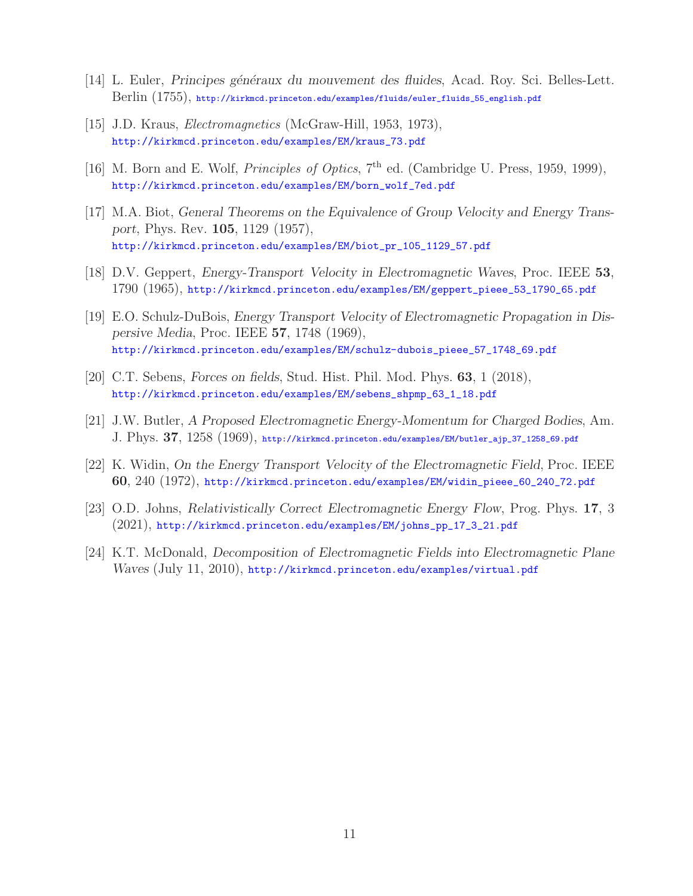[14] L. Euler, *Principes généraux du mouvement des fluides*, Acad. Roy. Sci. Belles-Lett. Berlin (1755), http://kirkmcd.princeton.edu/examples/fluids/euler_fluids_55_english.pdf

[15] J.D. Kraus, *Electromagnetics* (McGraw-Hill, 1953, 1973), http://kirkmcd.princeton.edu/examples/EM/kraus_73.pdf

[16] M. Born and E. Wolf, *Principles of Optics*, 7th ed. (Cambridge U. Press, 1959, 1999), http://kirkmcd.princeton.edu/examples/EM/born_wolf_7ed.pdf

[17] M.A. Biot, *General Theorems on the Equivalence of Group Velocity and Energy Transport*, Phys. Rev. **105**, 1129 (1957), http://kirkmcd.princeton.edu/examples/EM/biot_pr_105_1129_57.pdf

[18] D.V. Geppert, *Energy-Transport Velocity in Electromagnetic Waves*, Proc. IEEE **53**, 1790 (1965), http://kirkmcd.princeton.edu/examples/EM/geppert_pieee_53_1790_65.pdf

[19] E.O. Schulz-DuBois, *Energy Transport Velocity of Electromagnetic Propagation in Dispersive Media*, Proc. IEEE **57**, 1748 (1969), http://kirkmcd.princeton.edu/examples/EM/schulz-dubois_pieee_57_1748_69.pdf

[20] C.T. Sebens, *Forces on fields*, Stud. Hist. Phil. Mod. Phys. **63**, 1 (2018), http://kirkmcd.princeton.edu/examples/EM/sebens_shpmp_63_1_18.pdf

[21] J.W. Butler, *A Proposed Electromagnetic Energy-Momentum for Charged Bodies*, Am. J. Phys. **37**, 1258 (1969), http://kirkmcd.princeton.edu/examples/EM/butler_ajp_37_1258_69.pdf

[22] K. Widin, *On the Energy Transport Velocity of the Electromagnetic Field*, Proc. IEEE **60**, 240 (1972), http://kirkmcd.princeton.edu/examples/EM/widin_pieee_60_240_72.pdf

[23] O.D. Johns, *Relativistically Correct Electromagnetic Energy Flow*, Prog. Phys. **17**, 3 (2021), http://kirkmcd.princeton.edu/examples/EM/johns_pp_17_3_21.pdf

[24] K.T. McDonald, *Decomposition of Electromagnetic Fields into Electromagnetic Plane Waves* (July 11, 2010), http://kirkmcd.princeton.edu/examples/virtual.pdf